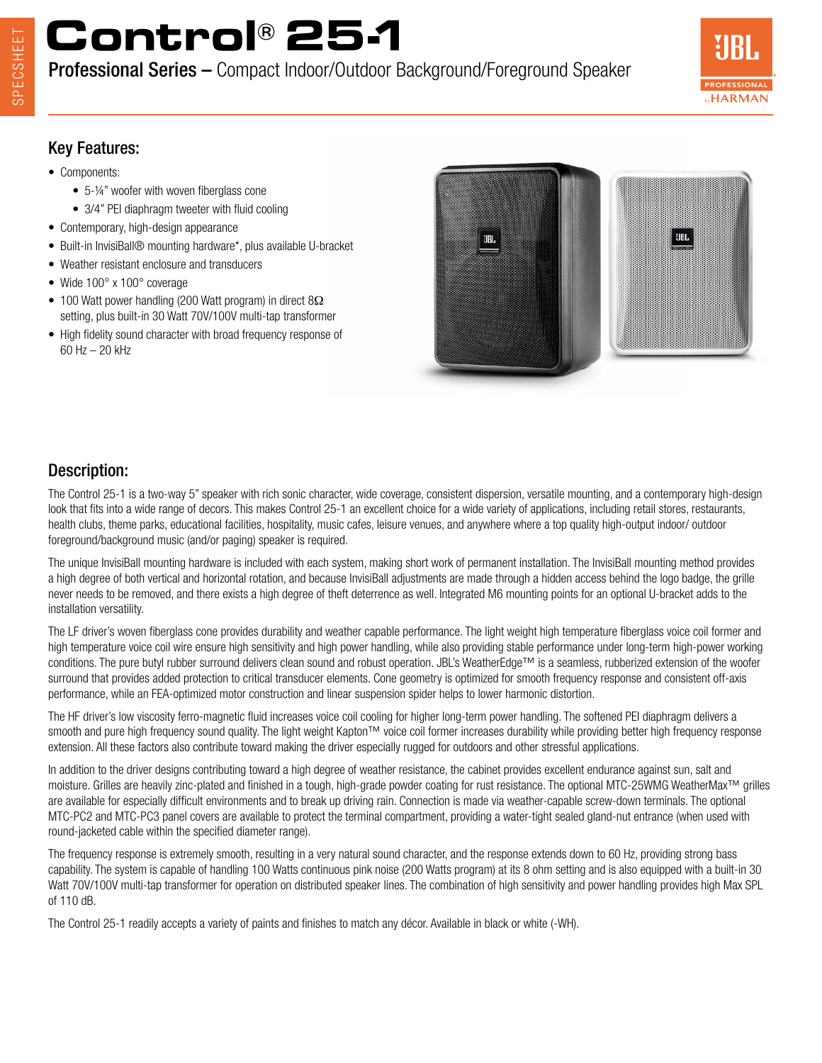# Control® 25-1

**Professional Series –** Compact Indoor/Outdoor Background/Foreground Speaker

## Key Features:

- Components:
  - 5-¼" woofer with woven fiberglass cone
  - 3/4" PEI diaphragm tweeter with fluid cooling
- Contemporary, high-design appearance
- Built-in InvisiBall® mounting hardware*, plus available U-bracket
- Weather resistant enclosure and transducers
- Wide 100° x 100° coverage
- 100 Watt power handling (200 Watt program) in direct 8Ω setting, plus built-in 30 Watt 70V/100V multi-tap transformer
- High fidelity sound character with broad frequency response of 60 Hz – 20 kHz

## Description:

The Control 25-1 is a two-way 5" speaker with rich sonic character, wide coverage, consistent dispersion, versatile mounting, and a contemporary high-design look that fits into a wide range of decors. This makes Control 25-1 an excellent choice for a wide variety of applications, including retail stores, restaurants, health clubs, theme parks, educational facilities, hospitality, music cafes, leisure venues, and anywhere where a top quality high-output indoor/ outdoor foreground/background music (and/or paging) speaker is required.

The unique InvisiBall mounting hardware is included with each system, making short work of permanent installation. The InvisiBall mounting method provides a high degree of both vertical and horizontal rotation, and because InvisiBall adjustments are made through a hidden access behind the logo badge, the grille never needs to be removed, and there exists a high degree of theft deterrence as well. Integrated M6 mounting points for an optional U-bracket adds to the installation versatility.

The LF driver's woven fiberglass cone provides durability and weather capable performance. The light weight high temperature fiberglass voice coil former and high temperature voice coil wire ensure high sensitivity and high power handling, while also providing stable performance under long-term high-power working conditions. The pure butyl rubber surround delivers clean sound and robust operation. JBL's WeatherEdge™ is a seamless, rubberized extension of the woofer surround that provides added protection to critical transducer elements. Cone geometry is optimized for smooth frequency response and consistent off-axis performance, while an FEA-optimized motor construction and linear suspension spider helps to lower harmonic distortion.

The HF driver's low viscosity ferro-magnetic fluid increases voice coil cooling for higher long-term power handling. The softened PEI diaphragm delivers a smooth and pure high frequency sound quality. The light weight Kapton™ voice coil former increases durability while providing better high frequency response extension. All these factors also contribute toward making the driver especially rugged for outdoors and other stressful applications.

In addition to the driver designs contributing toward a high degree of weather resistance, the cabinet provides excellent endurance against sun, salt and moisture. Grilles are heavily zinc-plated and finished in a tough, high-grade powder coating for rust resistance. The optional MTC-25WMG WeatherMax™ grilles are available for especially difficult environments and to break up driving rain. Connection is made via weather-capable screw-down terminals. The optional MTC-PC2 and MTC-PC3 panel covers are available to protect the terminal compartment, providing a water-tight sealed gland-nut entrance (when used with round-jacketed cable within the specified diameter range).

The frequency response is extremely smooth, resulting in a very natural sound character, and the response extends down to 60 Hz, providing strong bass capability. The system is capable of handling 100 Watts continuous pink noise (200 Watts program) at its 8 ohm setting and is also equipped with a built-in 30 Watt 70V/100V multi-tap transformer for operation on distributed speaker lines. The combination of high sensitivity and power handling provides high Max SPL of 110 dB.

The Control 25-1 readily accepts a variety of paints and finishes to match any décor. Available in black or white (-WH).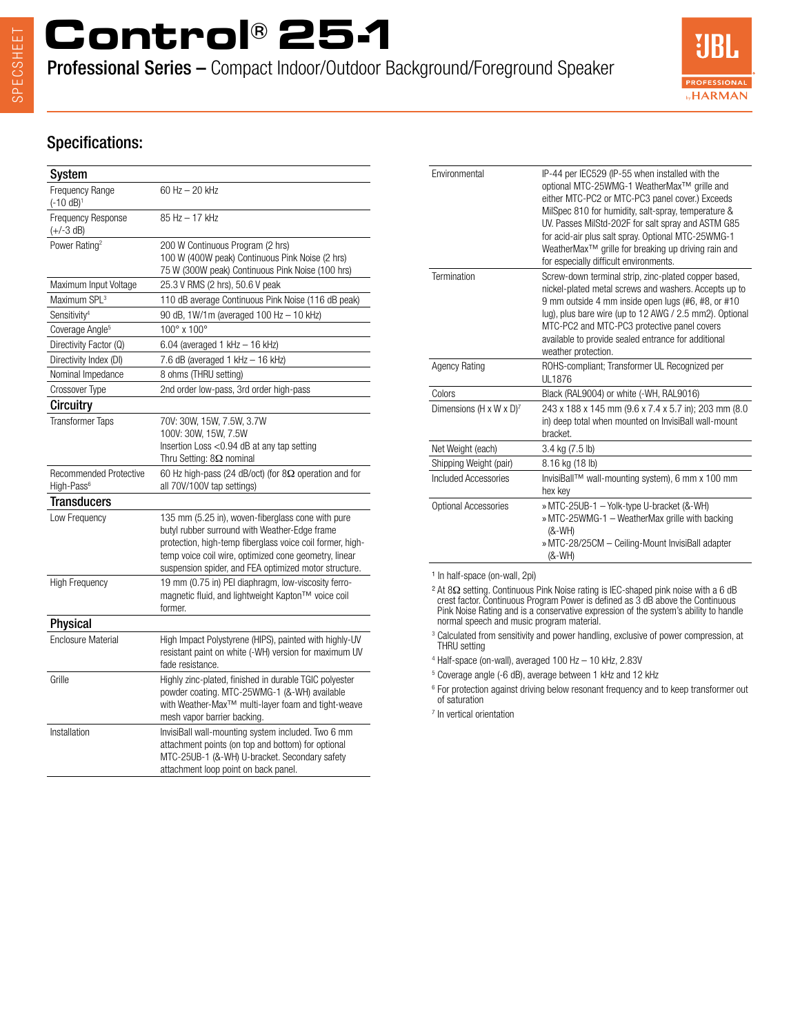# Control® 25-1

**Professional Series –** Compact Indoor/Outdoor Background/Foreground Speaker

## Specifications:

| **System** | |
|---|---|
| Frequency Range (-10 dB)[1] | 60 Hz – 20 kHz |
| Frequency Response (+/-3 dB) | 85 Hz – 17 kHz |
| Power Rating[2] | 200 W Continuous Program (2 hrs)<br>100 W (400W peak) Continuous Pink Noise (2 hrs)<br>75 W (300W peak) Continuous Pink Noise (100 hrs) |
| Maximum Input Voltage | 25.3 V RMS (2 hrs), 50.6 V peak |
| Maximum SPL[3] | 110 dB average Continuous Pink Noise (116 dB peak) |
| Sensitivity[4] | 90 dB, 1W/1m (averaged 100 Hz – 10 kHz) |
| Coverage Angle[5] | 100° x 100° |
| Directivity Factor (Q) | 6.04 (averaged 1 kHz – 16 kHz) |
| Directivity Index (DI) | 7.6 dB (averaged 1 kHz – 16 kHz) |
| Nominal Impedance | 8 ohms (THRU setting) |
| Crossover Type | 2nd order low-pass, 3rd order high-pass |
| **Circuitry** | |
| Transformer Taps | 70V: 30W, 15W, 7.5W, 3.7W<br>100V: 30W, 15W, 7.5W<br>Insertion Loss <0.94 dB at any tap setting<br>Thru Setting: 8Ω nominal |
| Recommended Protective High-Pass[6] | 60 Hz high-pass (24 dB/oct) (for 8Ω operation and for all 70V/100V tap settings) |
| **Transducers** | |
| Low Frequency | 135 mm (5.25 in), woven-fiberglass cone with pure butyl rubber surround with Weather-Edge frame protection, high-temp fiberglass voice coil former, high-temp voice coil wire, optimized cone geometry, linear suspension spider, and FEA optimized motor structure. |
| High Frequency | 19 mm (0.75 in) PEI diaphragm, low-viscosity ferro-magnetic fluid, and lightweight Kapton™ voice coil former. |
| **Physical** | |
| Enclosure Material | High Impact Polystyrene (HIPS), painted with highly-UV resistant paint on white (-WH) version for maximum UV fade resistance. |
| Grille | Highly zinc-plated, finished in durable TGIC polyester powder coating. MTC-25WMG-1 (&-WH) available with Weather-Max™ multi-layer foam and tight-weave mesh vapor barrier backing. |
| Installation | InvisiBall wall-mounting system included. Two 6 mm attachment points (on top and bottom) for optional MTC-25UB-1 (&-WH) U-bracket. Secondary safety attachment loop point on back panel. |
| Environmental | IP-44 per IEC529 (IP-55 when installed with the optional MTC-25WMG-1 WeatherMax™ grille and either MTC-PC2 or MTC-PC3 panel cover.) Exceeds MilSpec 810 for humidity, salt-spray, temperature & UV. Passes MilStd-202F for salt spray and ASTM G85 for acid-air plus salt spray. Optional MTC-25WMG-1 WeatherMax™ grille for breaking up driving rain and for especially difficult environments. |
| Termination | Screw-down terminal strip, zinc-plated copper based, nickel-plated metal screws and washers. Accepts up to 9 mm outside 4 mm inside open lugs (#6, #8, or #10 lug), plus bare wire (up to 12 AWG / 2.5 mm2). Optional MTC-PC2 and MTC-PC3 protective panel covers available to provide sealed entrance for additional weather protection. |
| Agency Rating | ROHS-compliant; Transformer UL Recognized per UL1876 |
| Colors | Black (RAL9004) or white (-WH, RAL9016) |
| Dimensions (H x W x D)[7] | 243 x 188 x 145 mm (9.6 x 7.4 x 5.7 in); 203 mm (8.0 in) deep total when mounted on InvisiBall wall-mount bracket. |
| Net Weight (each) | 3.4 kg (7.5 lb) |
| Shipping Weight (pair) | 8.16 kg (18 lb) |
| Included Accessories | InvisiBall™ wall-mounting system), 6 mm x 100 mm hex key |
| Optional Accessories | » MTC-25UB-1 – Yolk-type U-bracket (&-WH)<br>» MTC-25WMG-1 – WeatherMax grille with backing (&-WH)<br>» MTC-28/25CM – Ceiling-Mount InvisiBall adapter (&-WH) |

[1] In half-space (on-wall, 2pi)

[2] At 8Ω setting. Continuous Pink Noise rating is IEC-shaped pink noise with a 6 dB crest factor. Continuous Program Power is defined as 3 dB above the Continuous Pink Noise Rating and is a conservative expression of the system's ability to handle normal speech and music program material.

[3] Calculated from sensitivity and power handling, exclusive of power compression, at THRU setting

[4] Half-space (on-wall), averaged 100 Hz – 10 kHz, 2.83V

[5] Coverage angle (-6 dB), average between 1 kHz and 12 kHz

[6] For protection against driving below resonant frequency and to keep transformer out of saturation

[7] In vertical orientation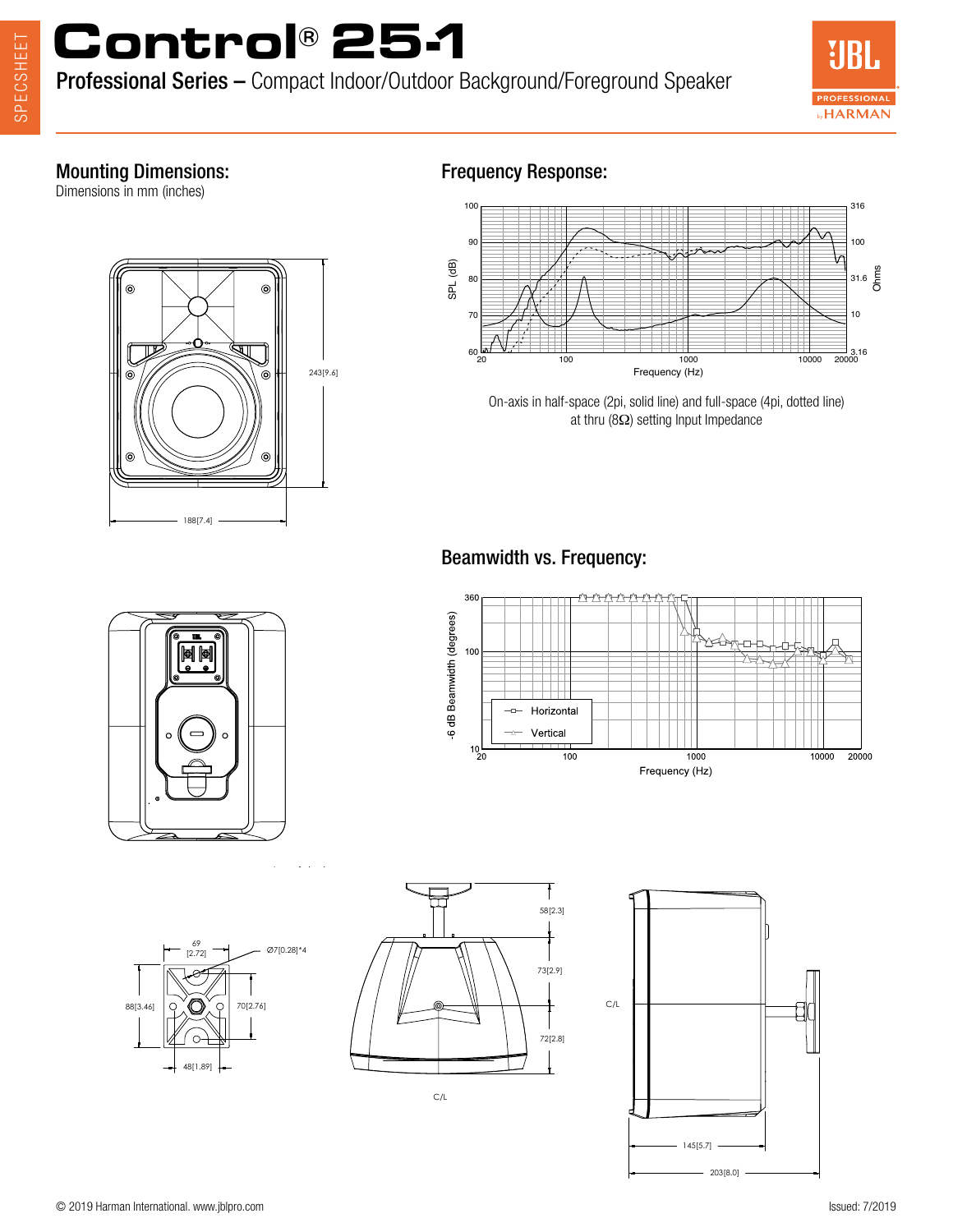# Control® 25-1

**Professional Series –** Compact Indoor/Outdoor Background/Foreground Speaker

## Mounting Dimensions:

Dimensions in mm (inches)

243[9.6]

188[7.4]

69
[2.72]

Ø7[0.28]*4

88[3.46]

70[2.76]

48[1.89]

58[2.3]

73[2.9]

72[2.8]

C/L

C/L

145[5.7]

203[8.0]

## Frequency Response:

SPL (dB)

100
90
80
70
60

Ohms

316
100
31.6
10
3.16

20
100
1000
10000
20000

Frequency (Hz)

On-axis in half-space (2pi, solid line) and full-space (4pi, dotted line) at thru (8Ω) setting Input Impedance

## Beamwidth vs. Frequency:

-6 dB Beamwidth (degrees)

360
100
10

Horizontal

Vertical

20
100
1000
10000
20000

Frequency (Hz)

© 2019 Harman International. www.jblpro.com

Issued: 7/2019